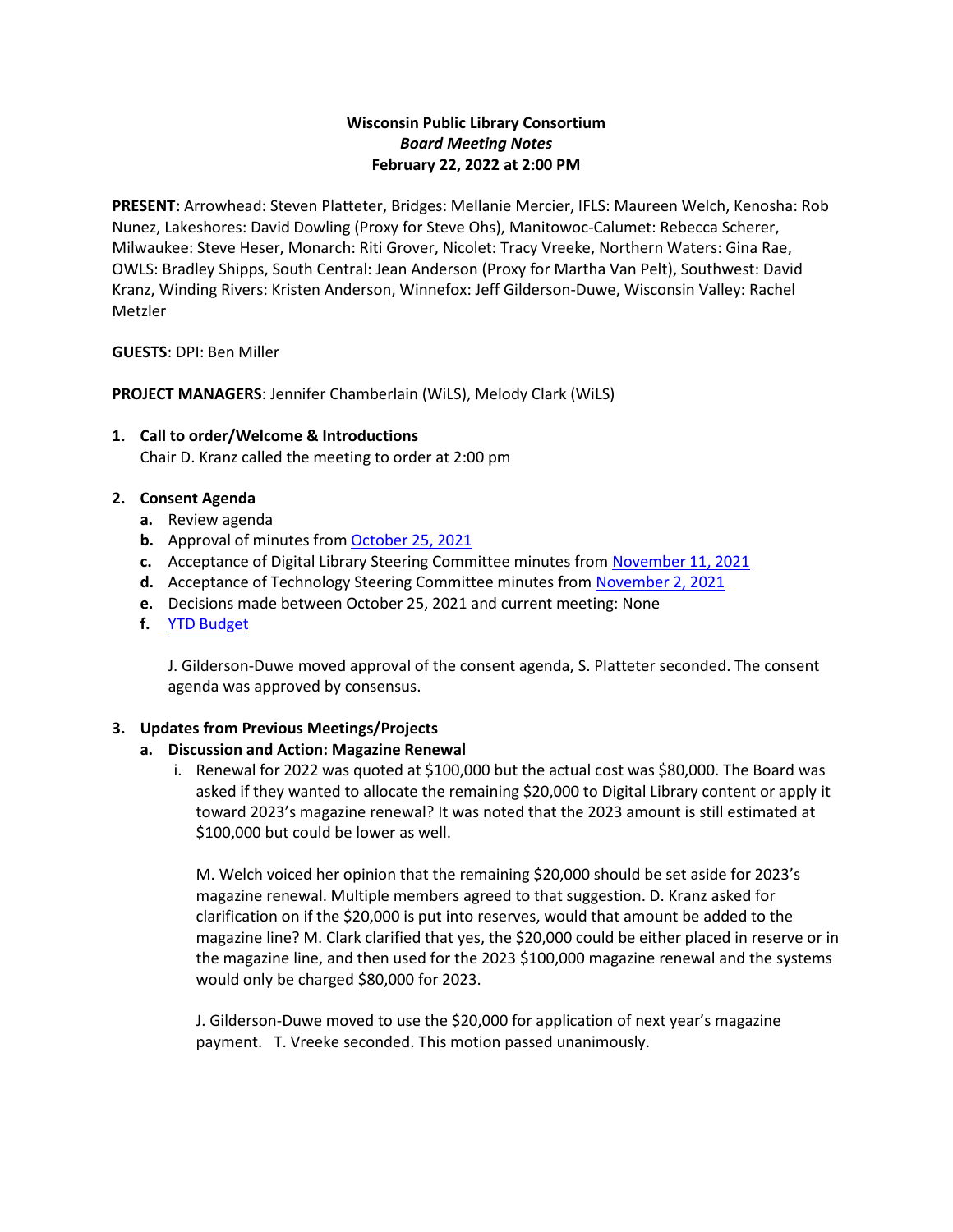**Wisconsin Public Library Consortium**

***Board Meeting Notes***

**February 22, 2022 at 2:00 PM**

**PRESENT:** Arrowhead: Steven Platteter, Bridges: Mellanie Mercier, IFLS: Maureen Welch, Kenosha: Rob Nunez, Lakeshores: David Dowling (Proxy for Steve Ohs), Manitowoc-Calumet: Rebecca Scherer, Milwaukee: Steve Heser, Monarch: Riti Grover, Nicolet: Tracy Vreeke, Northern Waters: Gina Rae, OWLS: Bradley Shipps, South Central: Jean Anderson (Proxy for Martha Van Pelt), Southwest: David Kranz, Winding Rivers: Kristen Anderson, Winnefox: Jeff Gilderson-Duwe, Wisconsin Valley: Rachel Metzler

**GUESTS**: DPI: Ben Miller

**PROJECT MANAGERS**: Jennifer Chamberlain (WiLS), Melody Clark (WiLS)

1. **Call to order/Welcome & Introductions**

   Chair D. Kranz called the meeting to order at 2:00 pm

2. **Consent Agenda**
   a. Review agenda
   b. Approval of minutes from October 25, 2021
   c. Acceptance of Digital Library Steering Committee minutes from November 11, 2021
   d. Acceptance of Technology Steering Committee minutes from November 2, 2021
   e. Decisions made between October 25, 2021 and current meeting: None
   f. YTD Budget

   J. Gilderson-Duwe moved approval of the consent agenda, S. Platteter seconded. The consent agenda was approved by consensus.

3. **Updates from Previous Meetings/Projects**
   a. **Discussion and Action: Magazine Renewal**
      i. Renewal for 2022 was quoted at $100,000 but the actual cost was $80,000. The Board was asked if they wanted to allocate the remaining $20,000 to Digital Library content or apply it toward 2023's magazine renewal? It was noted that the 2023 amount is still estimated at $100,000 but could be lower as well.

         M. Welch voiced her opinion that the remaining $20,000 should be set aside for 2023's magazine renewal. Multiple members agreed to that suggestion. D. Kranz asked for clarification on if the $20,000 is put into reserves, would that amount be added to the magazine line? M. Clark clarified that yes, the $20,000 could be either placed in reserve or in the magazine line, and then used for the 2023 $100,000 magazine renewal and the systems would only be charged $80,000 for 2023.

         J. Gilderson-Duwe moved to use the $20,000 for application of next year's magazine payment. T. Vreeke seconded. This motion passed unanimously.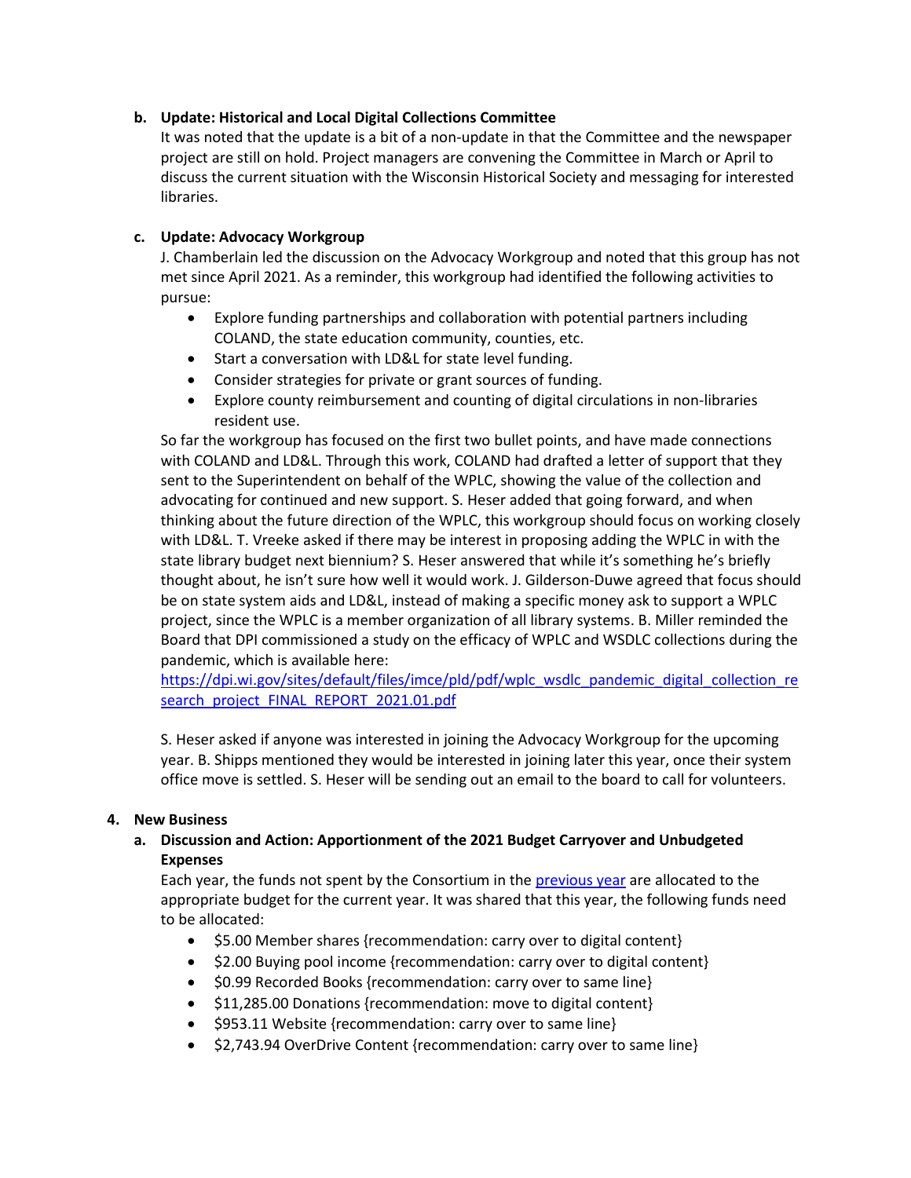**b. Update: Historical and Local Digital Collections Committee**

It was noted that the update is a bit of a non-update in that the Committee and the newspaper project are still on hold. Project managers are convening the Committee in March or April to discuss the current situation with the Wisconsin Historical Society and messaging for interested libraries.

**c. Update: Advocacy Workgroup**

J. Chamberlain led the discussion on the Advocacy Workgroup and noted that this group has not met since April 2021. As a reminder, this workgroup had identified the following activities to pursue:

- Explore funding partnerships and collaboration with potential partners including COLAND, the state education community, counties, etc.
- Start a conversation with LD&L for state level funding.
- Consider strategies for private or grant sources of funding.
- Explore county reimbursement and counting of digital circulations in non-libraries resident use.

So far the workgroup has focused on the first two bullet points, and have made connections with COLAND and LD&L. Through this work, COLAND had drafted a letter of support that they sent to the Superintendent on behalf of the WPLC, showing the value of the collection and advocating for continued and new support. S. Heser added that going forward, and when thinking about the future direction of the WPLC, this workgroup should focus on working closely with LD&L. T. Vreeke asked if there may be interest in proposing adding the WPLC in with the state library budget next biennium? S. Heser answered that while it's something he's briefly thought about, he isn't sure how well it would work. J. Gilderson-Duwe agreed that focus should be on state system aids and LD&L, instead of making a specific money ask to support a WPLC project, since the WPLC is a member organization of all library systems. B. Miller reminded the Board that DPI commissioned a study on the efficacy of WPLC and WSDLC collections during the pandemic, which is available here: [https://dpi.wi.gov/sites/default/files/imce/pld/pdf/wplc_wsdlc_pandemic_digital_collection_research_project_FINAL_REPORT_2021.01.pdf](https://dpi.wi.gov/sites/default/files/imce/pld/pdf/wplc_wsdlc_pandemic_digital_collection_research_project_FINAL_REPORT_2021.01.pdf)

S. Heser asked if anyone was interested in joining the Advocacy Workgroup for the upcoming year. B. Shipps mentioned they would be interested in joining later this year, once their system office move is settled. S. Heser will be sending out an email to the board to call for volunteers.

**4. New Business**

**a. Discussion and Action: Apportionment of the 2021 Budget Carryover and Unbudgeted Expenses**

Each year, the funds not spent by the Consortium in the previous year are allocated to the appropriate budget for the current year. It was shared that this year, the following funds need to be allocated:

- $5.00 Member shares {recommendation: carry over to digital content}
- $2.00 Buying pool income {recommendation: carry over to digital content}
- $0.99 Recorded Books {recommendation: carry over to same line}
- $11,285.00 Donations {recommendation: move to digital content}
- $953.11 Website {recommendation: carry over to same line}
- $2,743.94 OverDrive Content {recommendation: carry over to same line}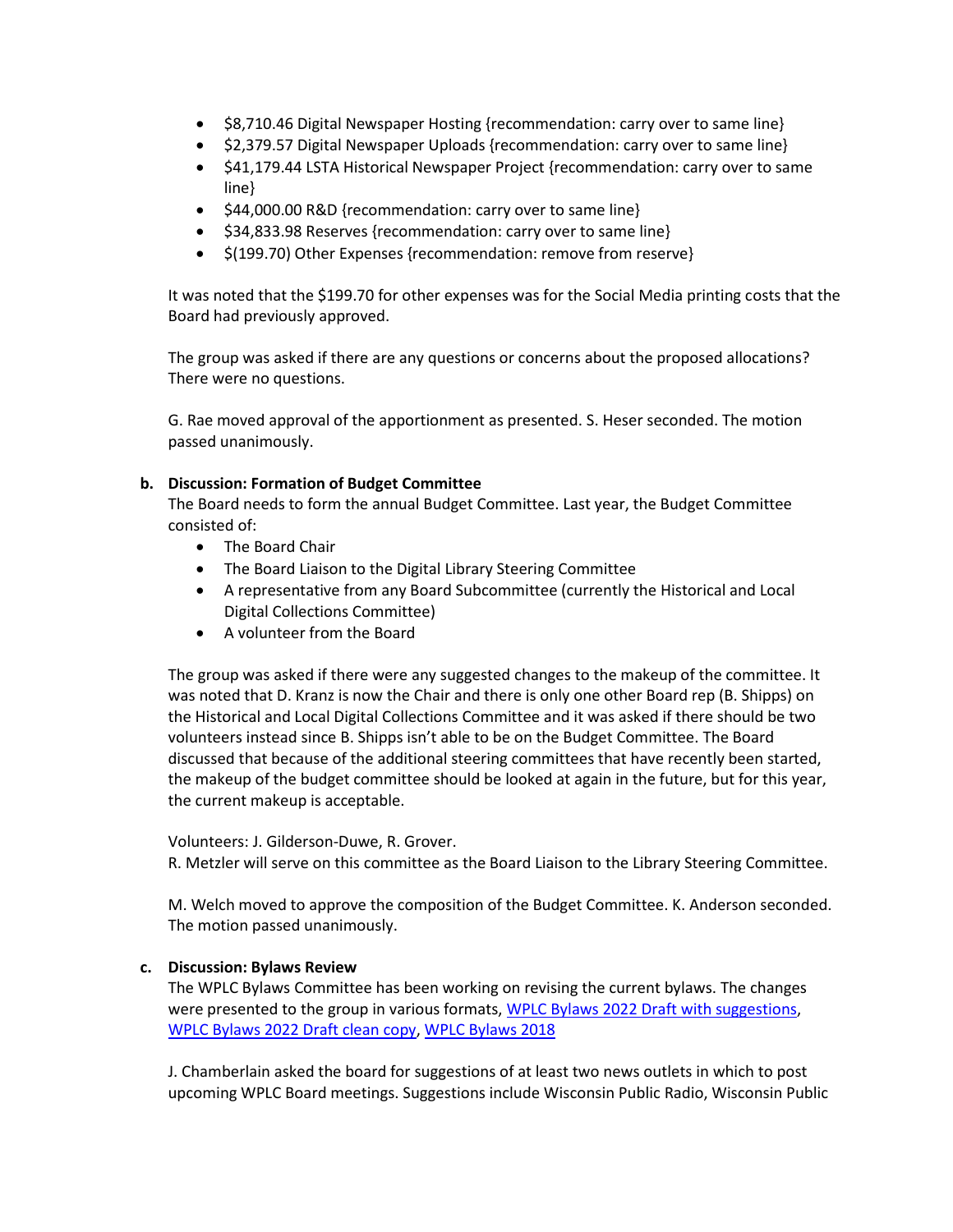- $8,710.46 Digital Newspaper Hosting {recommendation: carry over to same line}
- $2,379.57 Digital Newspaper Uploads {recommendation: carry over to same line}
- $41,179.44 LSTA Historical Newspaper Project {recommendation: carry over to same line}
- $44,000.00 R&D {recommendation: carry over to same line}
- $34,833.98 Reserves {recommendation: carry over to same line}
- $(199.70) Other Expenses {recommendation: remove from reserve}

It was noted that the $199.70 for other expenses was for the Social Media printing costs that the Board had previously approved.

The group was asked if there are any questions or concerns about the proposed allocations? There were no questions.

G. Rae moved approval of the apportionment as presented. S. Heser seconded. The motion passed unanimously.

**b. Discussion: Formation of Budget Committee**

The Board needs to form the annual Budget Committee. Last year, the Budget Committee consisted of:

- The Board Chair
- The Board Liaison to the Digital Library Steering Committee
- A representative from any Board Subcommittee (currently the Historical and Local Digital Collections Committee)
- A volunteer from the Board

The group was asked if there were any suggested changes to the makeup of the committee. It was noted that D. Kranz is now the Chair and there is only one other Board rep (B. Shipps) on the Historical and Local Digital Collections Committee and it was asked if there should be two volunteers instead since B. Shipps isn't able to be on the Budget Committee. The Board discussed that because of the additional steering committees that have recently been started, the makeup of the budget committee should be looked at again in the future, but for this year, the current makeup is acceptable.

Volunteers: J. Gilderson-Duwe, R. Grover.
R. Metzler will serve on this committee as the Board Liaison to the Library Steering Committee.

M. Welch moved to approve the composition of the Budget Committee. K. Anderson seconded. The motion passed unanimously.

**c. Discussion: Bylaws Review**

The WPLC Bylaws Committee has been working on revising the current bylaws. The changes were presented to the group in various formats, WPLC Bylaws 2022 Draft with suggestions, WPLC Bylaws 2022 Draft clean copy, WPLC Bylaws 2018

J. Chamberlain asked the board for suggestions of at least two news outlets in which to post upcoming WPLC Board meetings. Suggestions include Wisconsin Public Radio, Wisconsin Public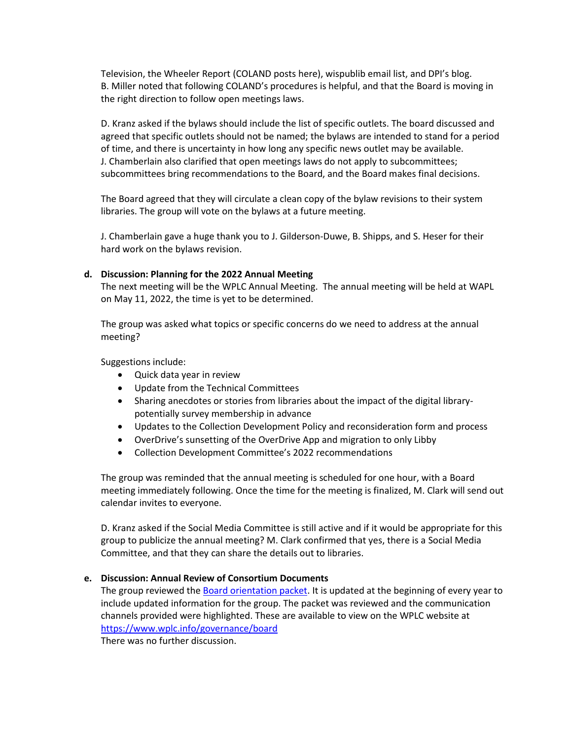Television, the Wheeler Report (COLAND posts here), wispublib email list, and DPI's blog. B. Miller noted that following COLAND's procedures is helpful, and that the Board is moving in the right direction to follow open meetings laws.

D. Kranz asked if the bylaws should include the list of specific outlets. The board discussed and agreed that specific outlets should not be named; the bylaws are intended to stand for a period of time, and there is uncertainty in how long any specific news outlet may be available. J. Chamberlain also clarified that open meetings laws do not apply to subcommittees; subcommittees bring recommendations to the Board, and the Board makes final decisions.

The Board agreed that they will circulate a clean copy of the bylaw revisions to their system libraries. The group will vote on the bylaws at a future meeting.

J. Chamberlain gave a huge thank you to J. Gilderson-Duwe, B. Shipps, and S. Heser for their hard work on the bylaws revision.

**d. Discussion: Planning for the 2022 Annual Meeting**

The next meeting will be the WPLC Annual Meeting. The annual meeting will be held at WAPL on May 11, 2022, the time is yet to be determined.

The group was asked what topics or specific concerns do we need to address at the annual meeting?

Suggestions include:

- Quick data year in review
- Update from the Technical Committees
- Sharing anecdotes or stories from libraries about the impact of the digital library- potentially survey membership in advance
- Updates to the Collection Development Policy and reconsideration form and process
- OverDrive's sunsetting of the OverDrive App and migration to only Libby
- Collection Development Committee's 2022 recommendations

The group was reminded that the annual meeting is scheduled for one hour, with a Board meeting immediately following. Once the time for the meeting is finalized, M. Clark will send out calendar invites to everyone.

D. Kranz asked if the Social Media Committee is still active and if it would be appropriate for this group to publicize the annual meeting? M. Clark confirmed that yes, there is a Social Media Committee, and that they can share the details out to libraries.

**e. Discussion: Annual Review of Consortium Documents**

The group reviewed the Board orientation packet. It is updated at the beginning of every year to include updated information for the group. The packet was reviewed and the communication channels provided were highlighted. These are available to view on the WPLC website at https://www.wplc.info/governance/board

There was no further discussion.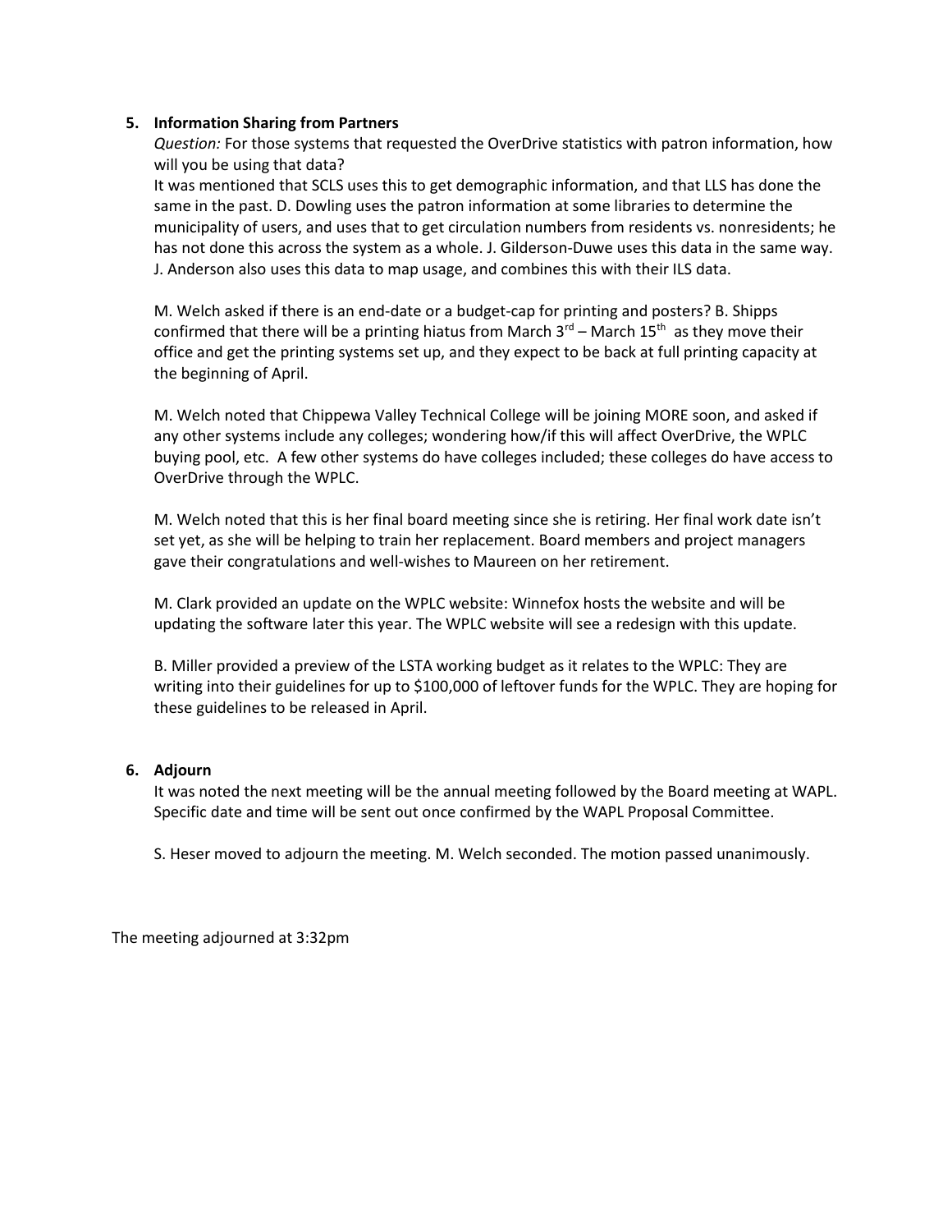5. **Information Sharing from Partners**

   *Question:* For those systems that requested the OverDrive statistics with patron information, how will you be using that data?

   It was mentioned that SCLS uses this to get demographic information, and that LLS has done the same in the past. D. Dowling uses the patron information at some libraries to determine the municipality of users, and uses that to get circulation numbers from residents vs. nonresidents; he has not done this across the system as a whole. J. Gilderson-Duwe uses this data in the same way. J. Anderson also uses this data to map usage, and combines this with their ILS data.

   M. Welch asked if there is an end-date or a budget-cap for printing and posters? B. Shipps confirmed that there will be a printing hiatus from March 3rd – March 15th as they move their office and get the printing systems set up, and they expect to be back at full printing capacity at the beginning of April.

   M. Welch noted that Chippewa Valley Technical College will be joining MORE soon, and asked if any other systems include any colleges; wondering how/if this will affect OverDrive, the WPLC buying pool, etc. A few other systems do have colleges included; these colleges do have access to OverDrive through the WPLC.

   M. Welch noted that this is her final board meeting since she is retiring. Her final work date isn't set yet, as she will be helping to train her replacement. Board members and project managers gave their congratulations and well-wishes to Maureen on her retirement.

   M. Clark provided an update on the WPLC website: Winnefox hosts the website and will be updating the software later this year. The WPLC website will see a redesign with this update.

   B. Miller provided a preview of the LSTA working budget as it relates to the WPLC: They are writing into their guidelines for up to $100,000 of leftover funds for the WPLC. They are hoping for these guidelines to be released in April.

6. **Adjourn**

   It was noted the next meeting will be the annual meeting followed by the Board meeting at WAPL. Specific date and time will be sent out once confirmed by the WAPL Proposal Committee.

   S. Heser moved to adjourn the meeting. M. Welch seconded. The motion passed unanimously.

The meeting adjourned at 3:32pm